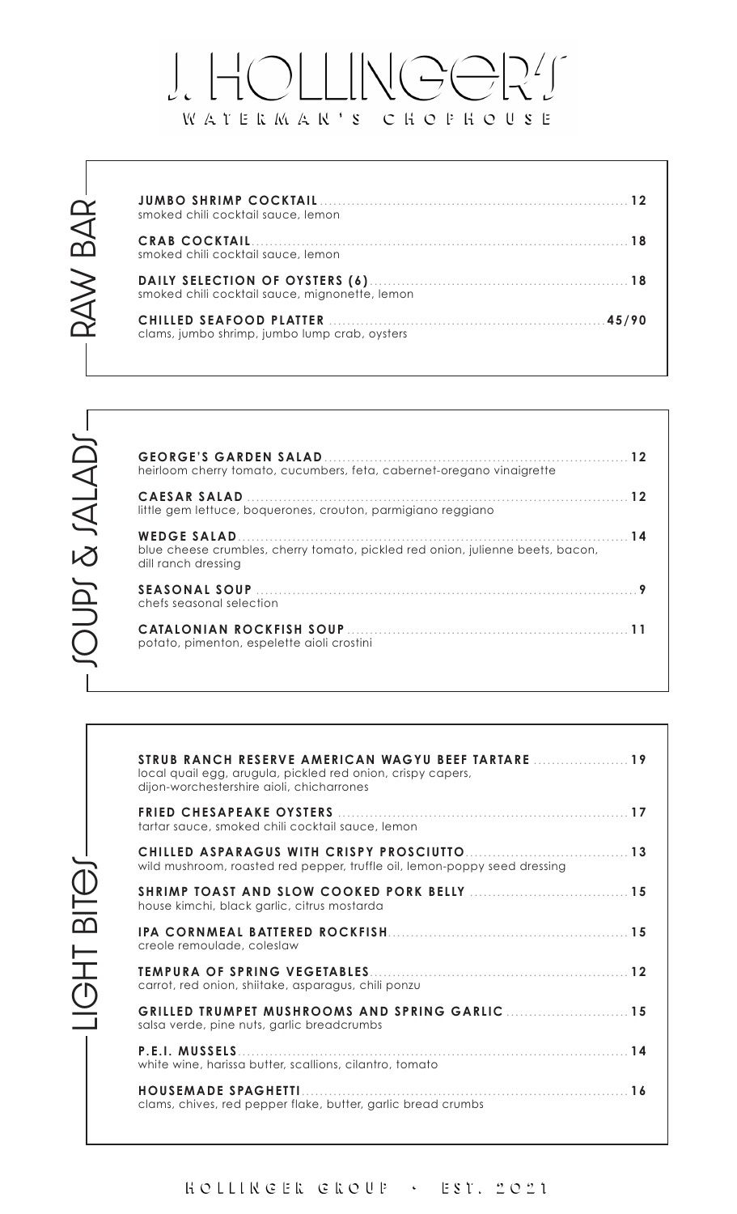# J. HOLLINGER'S

WATERMAN'S CHOPHOUSE

## RAW BAR

**JUMBO SHRIMP COCKTAIL** ........ 12
smoked chili cocktail sauce, lemon

**CRAB COCKTAIL** ........ 18
smoked chili cocktail sauce, lemon

**DAILY SELECTION OF OYSTERS (6)** ........ 18
smoked chili cocktail sauce, mignonette, lemon

**CHILLED SEAFOOD PLATTER** ........ 45/90
clams, jumbo shrimp, jumbo lump crab, oysters

## SOUPS & SALADS

**GEORGE'S GARDEN SALAD** ........ 12
heirloom cherry tomato, cucumbers, feta, cabernet-oregano vinaigrette

**CAESAR SALAD** ........ 12
little gem lettuce, boquerones, crouton, parmigiano reggiano

**WEDGE SALAD** ........ 14
blue cheese crumbles, cherry tomato, pickled red onion, julienne beets, bacon, dill ranch dressing

**SEASONAL SOUP** ........ 9
chefs seasonal selection

**CATALONIAN ROCKFISH SOUP** ........ 11
potato, pimenton, espelette aioli crostini

## LIGHT BITES

**STRUB RANCH RESERVE AMERICAN WAGYU BEEF TARTARE** ........ 19
local quail egg, arugula, pickled red onion, crispy capers, dijon-worchestershire aioli, chicharrones

**FRIED CHESAPEAKE OYSTERS** ........ 17
tartar sauce, smoked chili cocktail sauce, lemon

**CHILLED ASPARAGUS WITH CRISPY PROSCIUTTO** ........ 13
wild mushroom, roasted red pepper, truffle oil, lemon-poppy seed dressing

**SHRIMP TOAST AND SLOW COOKED PORK BELLY** ........ 15
house kimchi, black garlic, citrus mostarda

**IPA CORNMEAL BATTERED ROCKFISH** ........ 15
creole remoulade, coleslaw

**TEMPURA OF SPRING VEGETABLES** ........ 12
carrot, red onion, shiitake, asparagus, chili ponzu

**GRILLED TRUMPET MUSHROOMS AND SPRING GARLIC** ........ 15
salsa verde, pine nuts, garlic breadcrumbs

**P.E.I. MUSSELS** ........ 14
white wine, harissa butter, scallions, cilantro, tomato

**HOUSEMADE SPAGHETTI** ........ 16
clams, chives, red pepper flake, butter, garlic bread crumbs

HOLLINGER GROUP • EST. 2021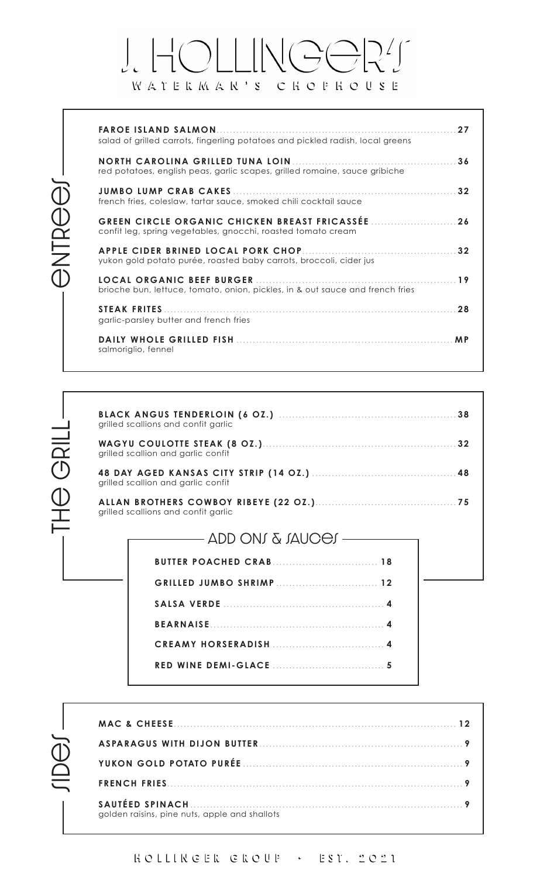# J. HOLLINGER'S

WATERMAN'S CHOPHOUSE

## ENTREES

**FAROE ISLAND SALMON** ... 27
salad of grilled carrots, fingerling potatoes and pickled radish, local greens

**NORTH CAROLINA GRILLED TUNA LOIN** ... 36
red potatoes, english peas, garlic scapes, grilled romaine, sauce gribiche

**JUMBO LUMP CRAB CAKES** ... 32
french fries, coleslaw, tartar sauce, smoked chili cocktail sauce

**GREEN CIRCLE ORGANIC CHICKEN BREAST FRICASSÉE** ... 26
confit leg, spring vegetables, gnocchi, roasted tomato cream

**APPLE CIDER BRINED LOCAL PORK CHOP** ... 32
yukon gold potato purée, roasted baby carrots, broccoli, cider jus

**LOCAL ORGANIC BEEF BURGER** ... 19
brioche bun, lettuce, tomato, onion, pickles, in & out sauce and french fries

**STEAK FRITES** ... 28
garlic-parsley butter and french fries

**DAILY WHOLE GRILLED FISH** ... MP
salmoriglio, fennel

## THE GRILL

**BLACK ANGUS TENDERLOIN (6 OZ.)** ... 38
grilled scallions and confit garlic

**WAGYU COULOTTE STEAK (8 OZ.)** ... 32
grilled scallion and garlic confit

**48 DAY AGED KANSAS CITY STRIP (14 OZ.)** ... 48
grilled scallion and garlic confit

**ALLAN BROTHERS COWBOY RIBEYE (22 OZ.)** ... 75
grilled scallions and confit garlic

### ADD ONS & SAUCES

**BUTTER POACHED CRAB** ... 18

**GRILLED JUMBO SHRIMP** ... 12

**SALSA VERDE** ... 4

**BEARNAISE** ... 4

**CREAMY HORSERADISH** ... 4

**RED WINE DEMI-GLACE** ... 5

## SIDES

**MAC & CHEESE** ... 12

**ASPARAGUS WITH DIJON BUTTER** ... 9

**YUKON GOLD POTATO PURÉE** ... 9

**FRENCH FRIES** ... 9

**SAUTÉED SPINACH** ... 9
golden raisins, pine nuts, apple and shallots

HOLLINGER GROUP • EST. 2021